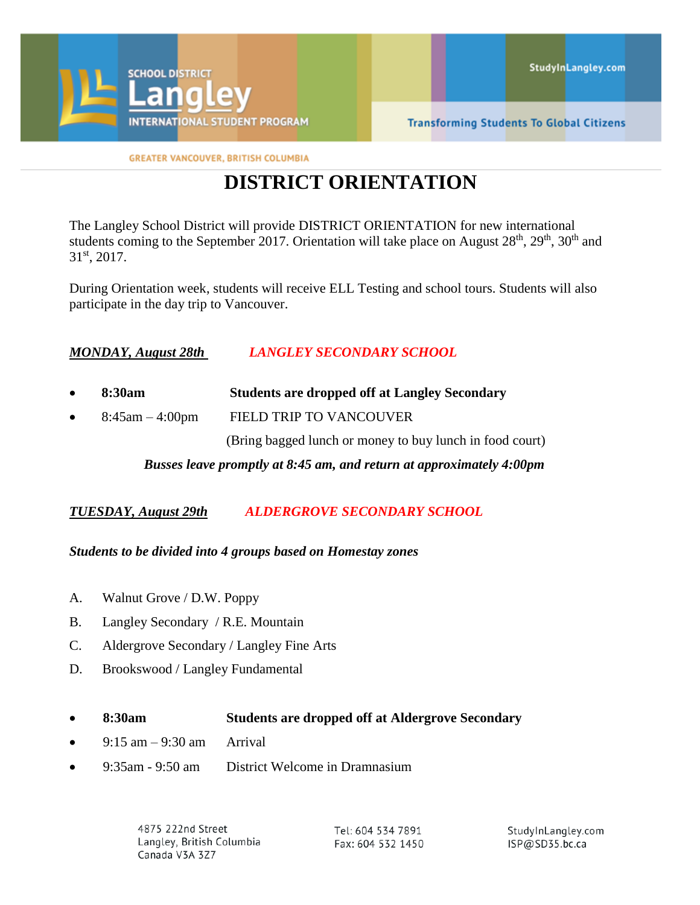# DISTRICT ORIENTATION

The Langley School District will provide DISTRICT ORIENTATION for new international students coming to the September 2017. Orientation will take place on August 28th, 29th, 30th and 31st, 2017.

During Orientation week, students will receive ELL Testing and school tours. Students will also participate in the day trip to Vancouver.

***MONDAY, August 28th*** ***LANGLEY SECONDARY SCHOOL***

- **8:30am** **Students are dropped off at Langley Secondary**
- 8:45am – 4:00pm FIELD TRIP TO VANCOUVER
  (Bring bagged lunch or money to buy lunch in food court)

***Busses leave promptly at 8:45 am, and return at approximately 4:00pm***

***TUESDAY, August 29th*** ***ALDERGROVE SECONDARY SCHOOL***

***Students to be divided into 4 groups based on Homestay zones***

A. Walnut Grove / D.W. Poppy
B. Langley Secondary / R.E. Mountain
C. Aldergrove Secondary / Langley Fine Arts
D. Brookswood / Langley Fundamental

- **8:30am** **Students are dropped off at Aldergrove Secondary**
- 9:15 am – 9:30 am Arrival
- 9:35am - 9:50 am District Welcome in Dramnasium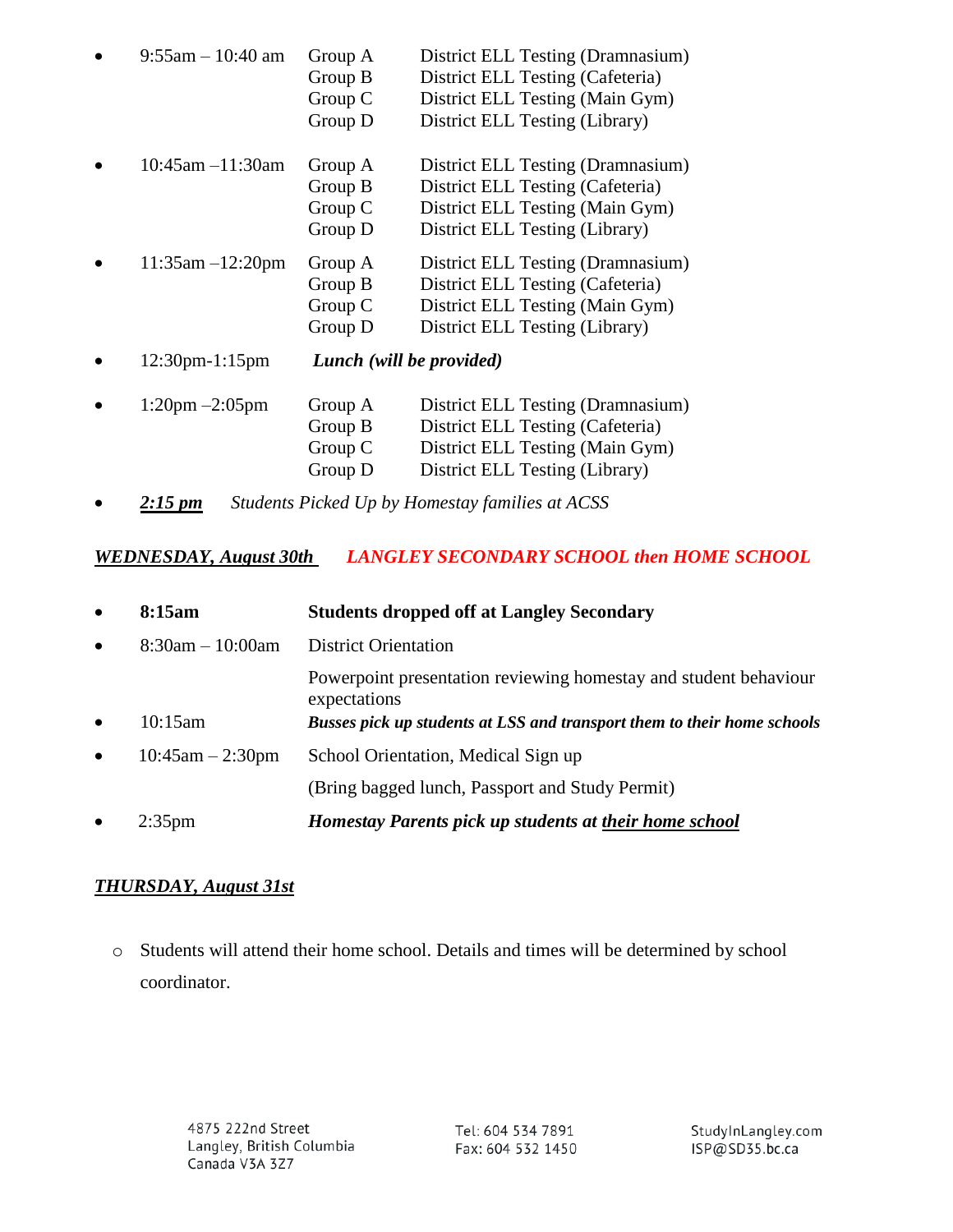- 9:55am – 10:40 am
  Group A District ELL Testing (Dramnasium)
  Group B District ELL Testing (Cafeteria)
  Group C District ELL Testing (Main Gym)
  Group D District ELL Testing (Library)
- 10:45am –11:30am
  Group A District ELL Testing (Dramnasium)
  Group B District ELL Testing (Cafeteria)
  Group C District ELL Testing (Main Gym)
  Group D District ELL Testing (Library)
- 11:35am –12:20pm
  Group A District ELL Testing (Dramnasium)
  Group B District ELL Testing (Cafeteria)
  Group C District ELL Testing (Main Gym)
  Group D District ELL Testing (Library)
- 12:30pm-1:15pm ***Lunch (will be provided)***
- 1:20pm –2:05pm
  Group A District ELL Testing (Dramnasium)
  Group B District ELL Testing (Cafeteria)
  Group C District ELL Testing (Main Gym)
  Group D District ELL Testing (Library)
- ***2:15 pm*** *Students Picked Up by Homestay families at ACSS*

***WEDNESDAY, August 30th*** ***LANGLEY SECONDARY SCHOOL then HOME SCHOOL***

- **8:15am** **Students dropped off at Langley Secondary**
- 8:30am – 10:00am District Orientation

  Powerpoint presentation reviewing homestay and student behaviour expectations
- 10:15am ***Busses pick up students at LSS and transport them to their home schools***
- 10:45am – 2:30pm School Orientation, Medical Sign up

  (Bring bagged lunch, Passport and Study Permit)
- 2:35pm ***Homestay Parents pick up students at their home school***

***THURSDAY, August 31st***

- Students will attend their home school. Details and times will be determined by school coordinator.

4875 222nd Street
Langley, British Columbia
Canada V3A 3Z7

Tel: 604 534 7891
Fax: 604 532 1450

StudyInLangley.com
ISP@SD35.bc.ca